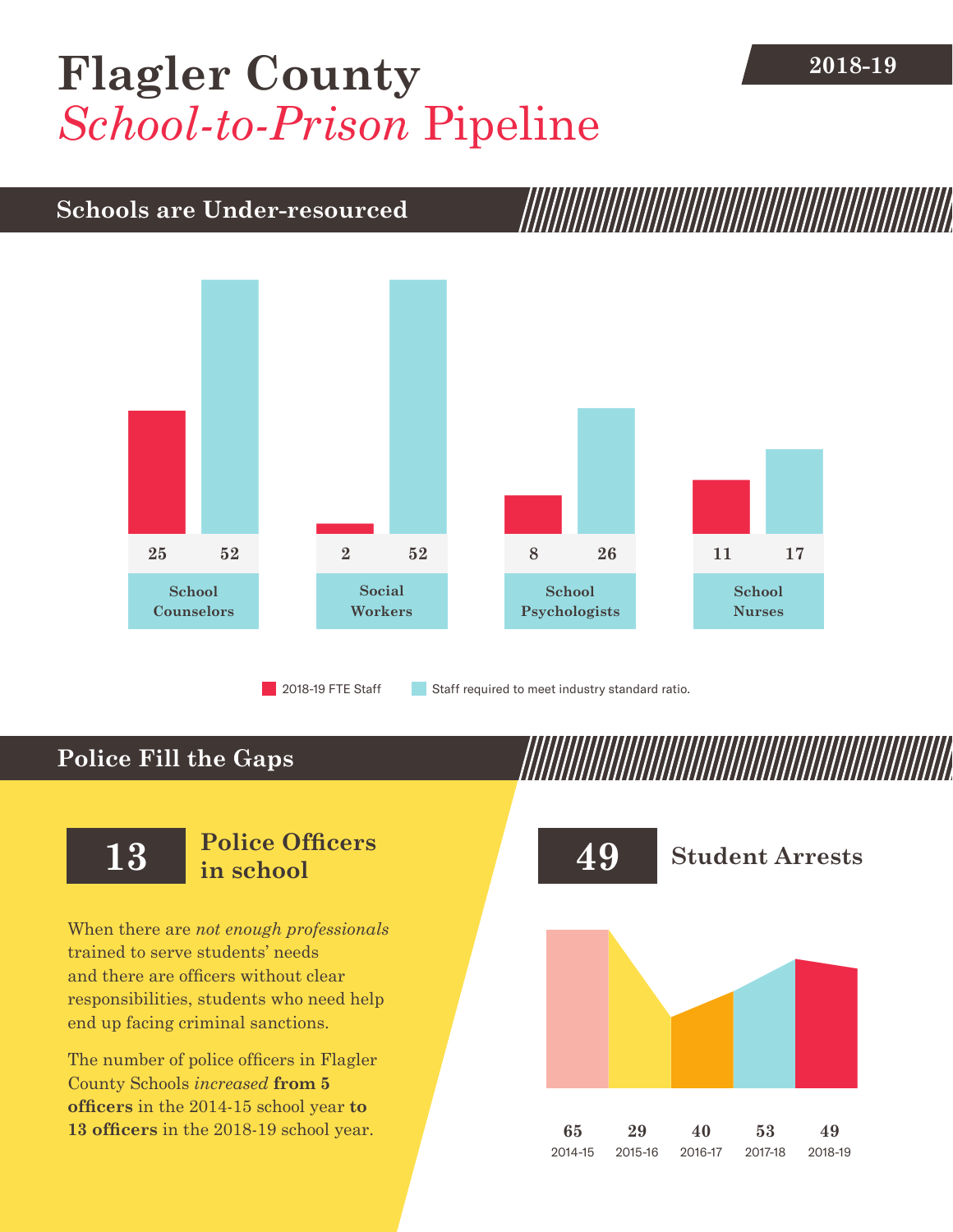# Flagler County
## *School-to-Prison* Pipeline

2018-19

### Schools are Under-resourced

| | 2018-19 FTE Staff | Staff required to meet industry standard ratio. |
|---|---|---|
| School Counselors | 25 | 52 |
| Social Workers | 2 | 52 |
| School Psychologists | 8 | 26 |
| School Nurses | 11 | 17 |

### Police Fill the Gaps

**13** **Police Officers in school**

When there are *not enough professionals* trained to serve students' needs and there are officers without clear responsibilities, students who need help end up facing criminal sanctions.

The number of police officers in Flagler County Schools *increased* **from 5 officers** in the 2014-15 school year **to 13 officers** in the 2018-19 school year.

**49** **Student Arrests**

| 2014-15 | 2015-16 | 2016-17 | 2017-18 | 2018-19 |
|---|---|---|---|---|
| 65 | 29 | 40 | 53 | 49 |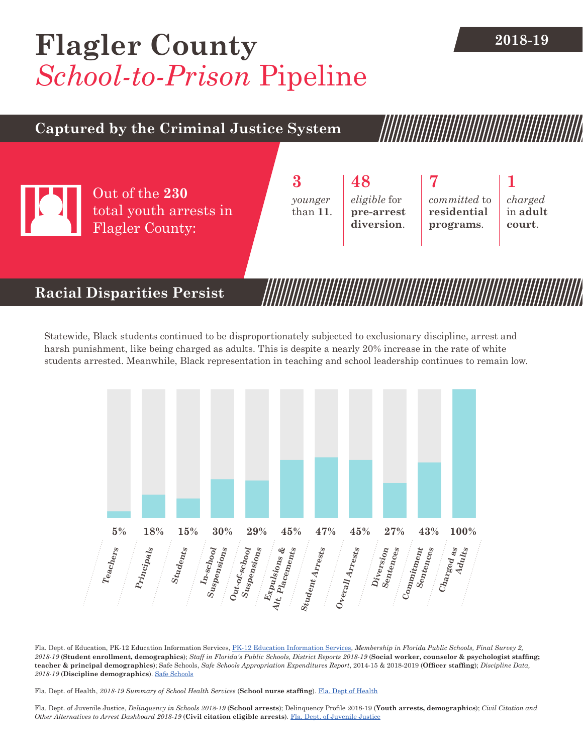# Flagler County
# *School-to-Prison* Pipeline

**2018-19**

## Captured by the Criminal Justice System

Out of the **230** total youth arrests in Flagler County:

**3** *younger* than **11**.

**48** *eligible* for **pre-arrest diversion**.

**7** *committed* to **residential programs**.

**1** *charged* in **adult court**.

## Racial Disparities Persist

Statewide, Black students continued to be disproportionately subjected to exclusionary discipline, arrest and harsh punishment, like being charged as adults. This is despite a nearly 20% increase in the rate of white students arrested. Meanwhile, Black representation in teaching and school leadership continues to remain low.

5% Teachers
18% Principals
15% Students
30% In-school Suspensions
29% Out-of-school Suspensions
45% Expulsions & Alt. Placements
47% Student Arrests
45% Overall Arrests
27% Diversion Sentences
43% Commitment Sentences
100% Charged as Adults

Fla. Dept. of Education, PK-12 Education Information Services, PK-12 Education Information Services, *Membership in Florida Public Schools, Final Survey 2, 2018-19* (**Student enrollment, demographics**); *Staff in Florida's Public Schools, District Reports 2018-19* (**Social worker, counselor & psychologist staffing; teacher & principal demographics**); Safe Schools, *Safe Schools Appropriation Expenditures Report*, 2014-15 & 2018-2019 (**Officer staffing**); *Discipline Data, 2018-19* (**Discipline demographics**). Safe Schools

Fla. Dept. of Health, *2018-19 Summary of School Health Services* (**School nurse staffing**). Fla. Dept of Health

Fla. Dept. of Juvenile Justice, *Delinquency in Schools 2018-19* (**School arrests**); Delinquency Profile 2018-19 (**Youth arrests, demographics**); *Civil Citation and Other Alternatives to Arrest Dashboard 2018-19* (**Civil citation eligible arrests**). Fla. Dept. of Juvenile Justice